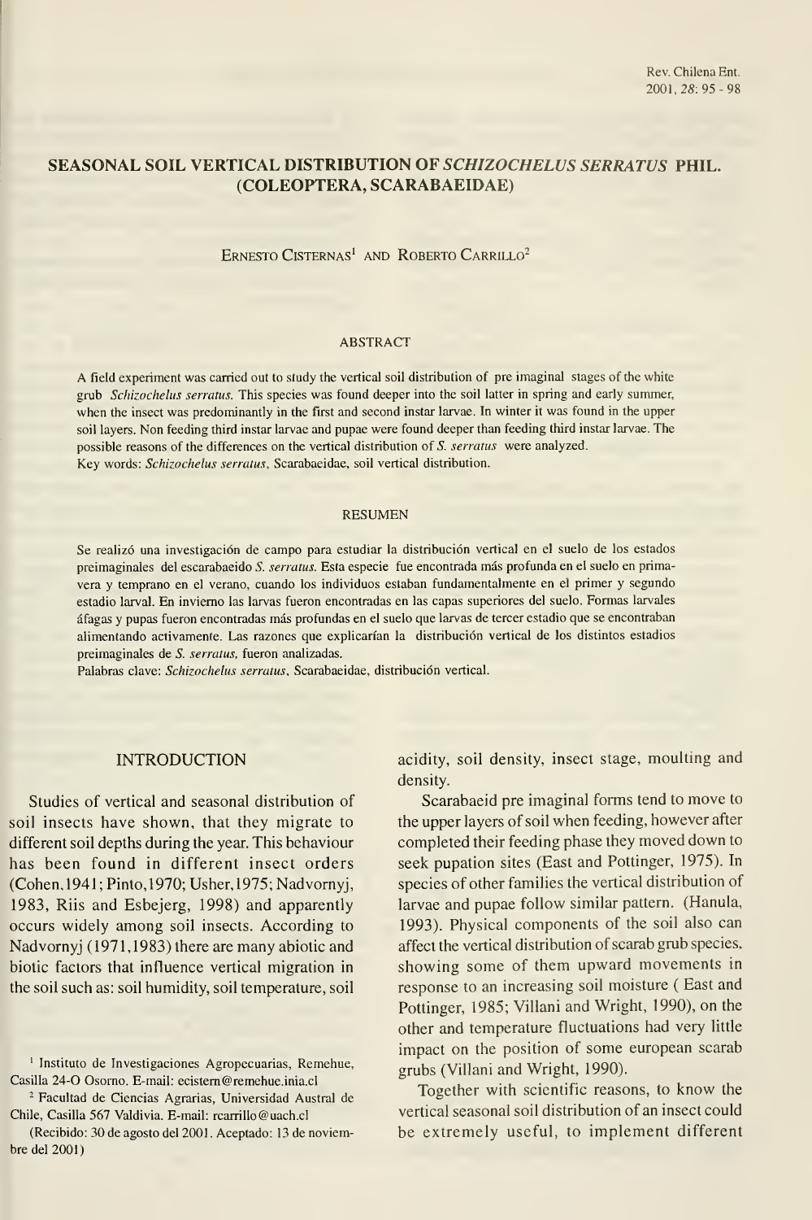# SEASONAL SOIL VERTICAL DISTRIBUTION OF *SCHIZOCHELUS SERRATUS* PHIL. (COLEOPTERA, SCARABAEIDAE)

Ernesto Cisternas[1] and Roberto Carrillo[2]

## ABSTRACT

A field experiment was carried out to study the vertical soil distribution of pre imaginal stages of the white grub *Schizochelus serratus*. This species was found deeper into the soil latter in spring and early summer, when the insect was predominantly in the first and second instar larvae. In winter it was found in the upper soil layers. Non feeding third instar larvae and pupae were found deeper than feeding third instar larvae. The possible reasons of the differences on the vertical distribution of *S. serratus* were analyzed.

Key words: *Schizochelus serratus*, Scarabaeidae, soil vertical distribution.

## RESUMEN

Se realizó una investigación de campo para estudiar la distribución vertical en el suelo de los estados preimaginales del escarabaeido *S. serratus*. Esta especie fue encontrada más profunda en el suelo en primavera y temprano en el verano, cuando los individuos estaban fundamentalmente en el primer y segundo estadio larval. En invierno las larvas fueron encontradas en las capas superiores del suelo. Formas larvales áfagas y pupas fueron encontradas más profundas en el suelo que larvas de tercer estadio que se encontraban alimentando activamente. Las razones que explicarían la distribución vertical de los distintos estadios preimaginales de *S. serratus*, fueron analizadas.

Palabras clave: *Schizochelus serratus*, Scarabaeidae, distribución vertical.

## INTRODUCTION

Studies of vertical and seasonal distribution of soil insects have shown, that they migrate to different soil depths during the year. This behaviour has been found in different insect orders (Cohen,1941; Pinto,1970; Usher,1975; Nadvornyj, 1983, Riis and Esbejerg, 1998) and apparently occurs widely among soil insects. According to Nadvornyj (1971,1983) there are many abiotic and biotic factors that influence vertical migration in the soil such as: soil humidity, soil temperature, soil acidity, soil density, insect stage, moulting and density.

Scarabaeid pre imaginal forms tend to move to the upper layers of soil when feeding, however after completed their feeding phase they moved down to seek pupation sites (East and Pottinger, 1975). In species of other families the vertical distribution of larvae and pupae follow similar pattern. (Hanula, 1993). Physical components of the soil also can affect the vertical distribution of scarab grub species, showing some of them upward movements in response to an increasing soil moisture ( East and Pottinger, 1985; Villani and Wright, 1990), on the other and temperature fluctuations had very little impact on the position of some european scarab grubs (Villani and Wright, 1990).

Together with scientific reasons, to know the vertical seasonal soil distribution of an insect could be extremely useful, to implement different

[1] Instituto de Investigaciones Agropecuarias, Remehue, Casilla 24-O Osorno. E-mail: ecistern@remehue.inia.cl

[2] Facultad de Ciencias Agrarias, Universidad Austral de Chile, Casilla 567 Valdivia. E-mail: rcarrillo@uach.cl

(Recibido: 30 de agosto del 2001. Aceptado: 13 de noviembre del 2001)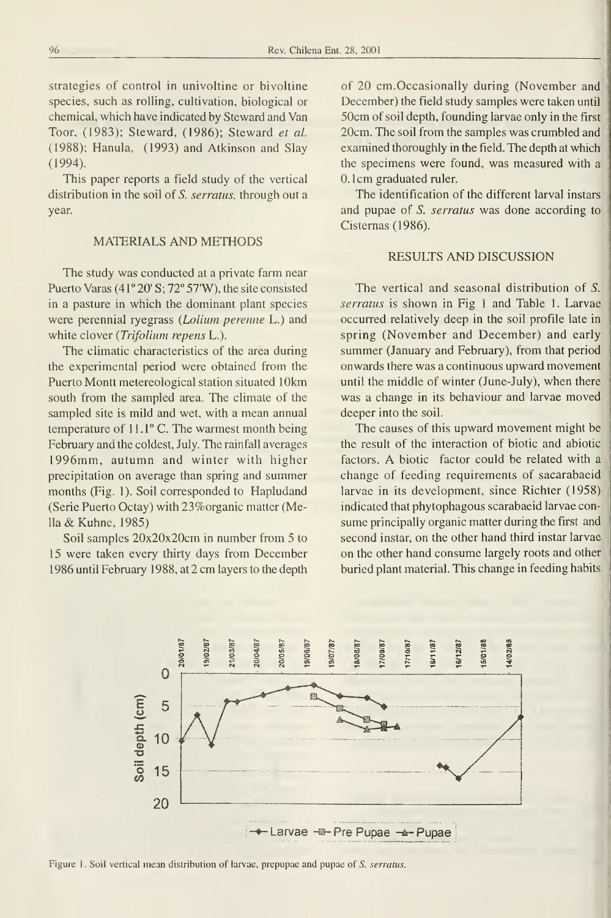strategies of control in univoltine or bivoltine species, such as rolling, cultivation, biological or chemical, which have indicated by Steward and Van Toor, (1983); Steward, (1986); Steward *et al.* (1988); Hanula, (1993) and Atkinson and Slay (1994).

This paper reports a field study of the vertical distribution in the soil of *S. serratus*, through out a year.

## MATERIALS AND METHODS

The study was conducted at a private farm near Puerto Varas (41°20' S; 72°57'W), the site consisted in a pasture in which the dominant plant species were perennial ryegrass (*Lolium perenne* L.) and white clover (*Trifolium repens* L.).

The climatic characteristics of the area during the experimental period were obtained from the Puerto Montt metereological station situated 10km south from the sampled area. The climate of the sampled site is mild and wet, with a mean annual temperature of 11.1° C. The warmest month being February and the coldest, July. The rainfall averages 1996mm, autumn and winter with higher precipitation on average than spring and summer months (Fig. 1). Soil corresponded to Hapludand (Serie Puerto Octay) with 23%organic matter (Mella & Kuhne, 1985)

Soil samples 20x20x20cm in number from 5 to 15 were taken every thirty days from December 1986 until February 1988, at 2 cm layers to the depth of 20 cm.Occasionally during (November and December) the field study samples were taken until 50cm of soil depth, founding larvae only in the first 20cm. The soil from the samples was crumbled and examined thoroughly in the field. The depth at which the specimens were found, was measured with a 0.1cm graduated ruler.

The identification of the different larval instars and pupae of *S. serratus* was done according to Cisternas (1986).

## RESULTS AND DISCUSSION

The vertical and seasonal distribution of *S. serratus* is shown in Fig 1 and Table 1. Larvae occurred relatively deep in the soil profile late in spring (November and December) and early summer (January and February), from that period onwards there was a continuous upward movement until the middle of winter (June-July), when there was a change in its behaviour and larvae moved deeper into the soil.

The causes of this upward movement might be the result of the interaction of biotic and abiotic factors. A biotic factor could be related with a change of feeding requirements of sacarabaeid larvae in its development, since Richter (1958) indicated that phytophagous scarabaeid larvae consume principally organic matter during the first and second instar, on the other hand third instar larvae on the other hand consume largely roots and other buried plant material. This change in feeding habits

Figure 1. Soil vertical mean distribution of larvae, prepupae and pupae of *S. serratus*.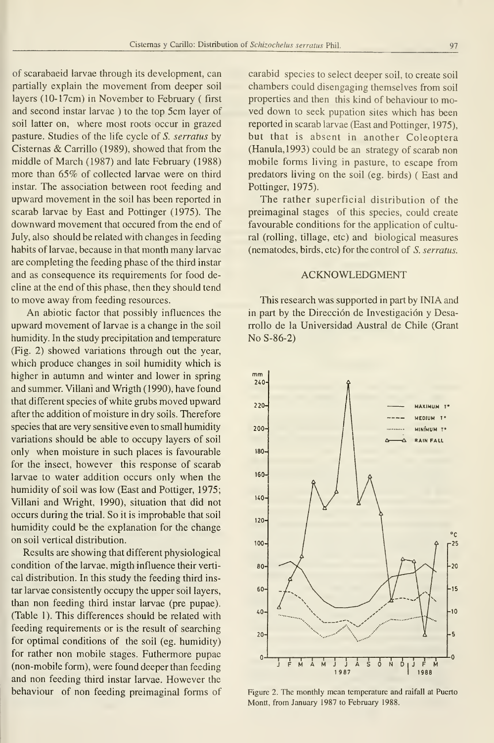of scarabaeid larvae through its development, can partially explain the movement from deeper soil layers (10-17cm) in November to February ( first and second instar larvae ) to the top 5cm layer of soil latter on, where most roots occur in grazed pasture. Studies of the life cycle of *S. serratus* by Cisternas & Carrillo (1989), showed that from the middle of March (1987) and late February (1988) more than 65% of collected larvae were on third instar. The association between root feeding and upward movement in the soil has been reported in scarab larvae by East and Pottinger (1975). The downward movement that occured from the end of July, also should be related with changes in feeding habits of larvae, because in that month many larvae are completing the feeding phase of the third instar and as consequence its requirements for food decline at the end of this phase, then they should tend to move away from feeding resources.

An abiotic factor that possibly influences the upward movement of larvae is a change in the soil humidity. In the study precipitation and temperature (Fig. 2) showed variations through out the year, which produce changes in soil humidity which is higher in autumn and winter and lower in spring and summer. Villani and Wrigth (1990), have found that different species of white grubs moved upward after the addition of moisture in dry soils. Therefore species that are very sensitive even to small humidity variations should be able to occupy layers of soil only when moisture in such places is favourable for the insect, however this response of scarab larvae to water addition occurs only when the humidity of soil was low (East and Pottiger, 1975; Villani and Wright, 1990), situation that did not occurs during the trial. So it is improbable that soil humidity could be the explanation for the change on soil vertical distribution.

Results are showing that different physiological condition of the larvae, migth influence their vertical distribution. In this study the feeding third instar larvae consistently occupy the upper soil layers, than non feeding third instar larvae (pre pupae). (Table 1). This differences should be related with feeding requirements or is the result of searching for optimal conditions of the soil (eg. humidity) for rather non mobile stages. Futhermore pupae (non-mobile form), were found deeper than feeding and non feeding third instar larvae. However the behaviour of non feeding preimaginal forms of carabid species to select deeper soil, to create soil chambers could disengaging themselves from soil properties and then this kind of behaviour to moved down to seek pupation sites which has been reported in scarab larvae (East and Pottinger, 1975), but that is absent in another Coleoptera (Hanula,1993) could be an strategy of scarab non mobile forms living in pasture, to escape from predators living on the soil (eg. birds) ( East and Pottinger, 1975).

The rather superficial distribution of the preimaginal stages of this species, could create favourable conditions for the application of cultural (rolling, tillage, etc) and biological measures (nematodes, birds, etc) for the control of *S. serratus*.

## ACKNOWLEDGMENT

This research was supported in part by INIA and in part by the Dirección de Investigación y Desarrollo de la Universidad Austral de Chile (Grant No S-86-2)

Figure 2. The monthly mean temperature and raifall at Puerto Montt, from January 1987 to February 1988.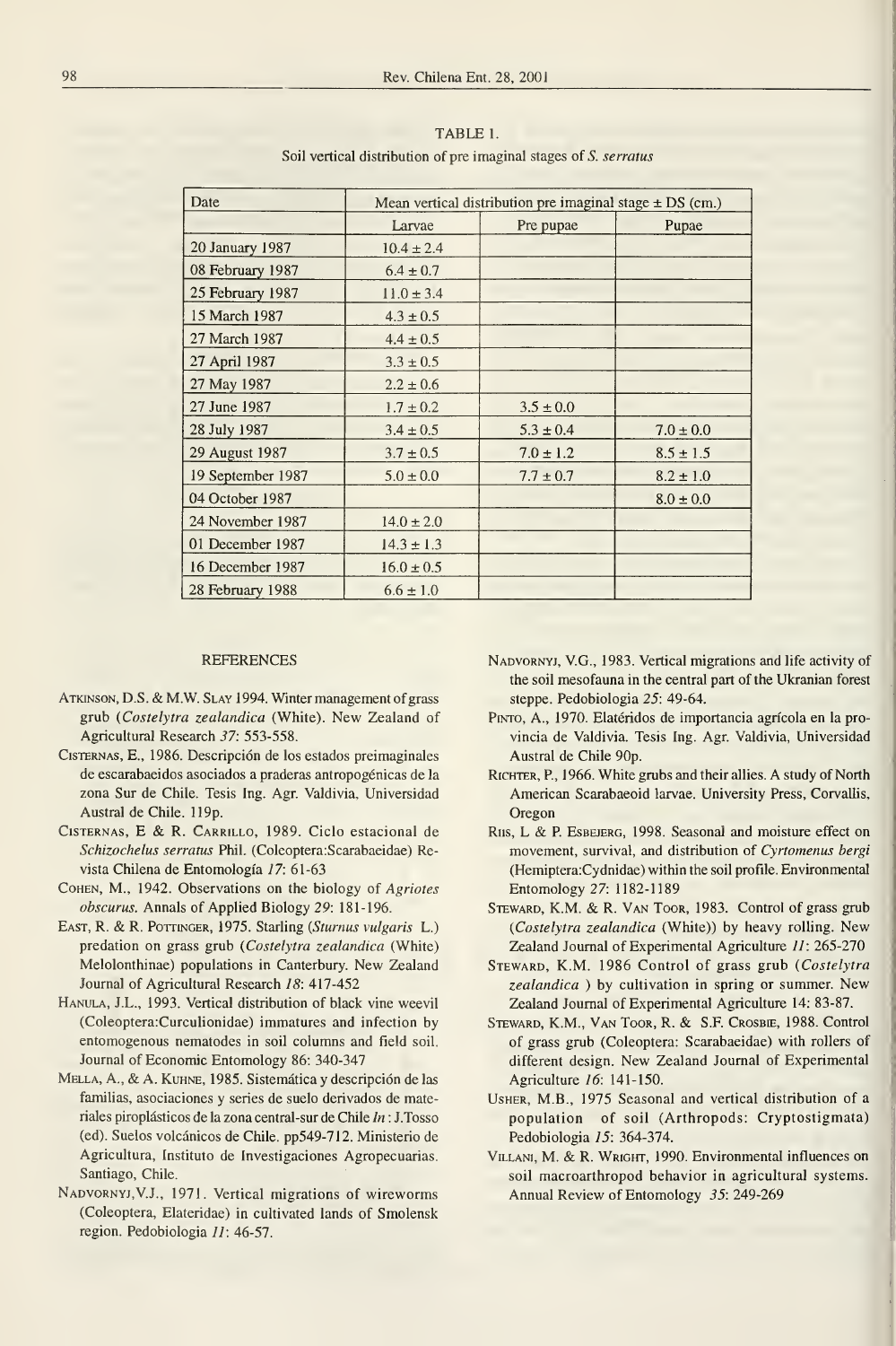TABLE 1.

Soil vertical distribution of pre imaginal stages of *S. serratus*

| Date | Mean vertical distribution pre imaginal stage ± DS (cm.) | | |
|---|---|---|---|
| | Larvae | Pre pupae | Pupae |
| 20 January 1987 | 10.4 ± 2.4 | | |
| 08 February 1987 | 6.4 ± 0.7 | | |
| 25 February 1987 | 11.0 ± 3.4 | | |
| 15 March 1987 | 4.3 ± 0.5 | | |
| 27 March 1987 | 4.4 ± 0.5 | | |
| 27 April 1987 | 3.3 ± 0.5 | | |
| 27 May 1987 | 2.2 ± 0.6 | | |
| 27 June 1987 | 1.7 ± 0.2 | 3.5 ± 0.0 | |
| 28 July 1987 | 3.4 ± 0.5 | 5.3 ± 0.4 | 7.0 ± 0.0 |
| 29 August 1987 | 3.7 ± 0.5 | 7.0 ± 1.2 | 8.5 ± 1.5 |
| 19 September 1987 | 5.0 ± 0.0 | 7.7 ± 0.7 | 8.2 ± 1.0 |
| 04 October 1987 | | | 8.0 ± 0.0 |
| 24 November 1987 | 14.0 ± 2.0 | | |
| 01 December 1987 | 14.3 ± 1.3 | | |
| 16 December 1987 | 16.0 ± 0.5 | | |
| 28 February 1988 | 6.6 ± 1.0 | | |

## REFERENCES

Atkinson, D.S. & M.W. Slay 1994. Winter management of grass grub (*Costelytra zealandica* (White). New Zealand of Agricultural Research *37*: 553-558.

Cisternas, E., 1986. Descripción de los estados preimaginales de escarabaeidos asociados a praderas antropogénicas de la zona Sur de Chile. Tesis Ing. Agr. Valdivia, Universidad Austral de Chile. 119p.

Cisternas, E & R. Carrillo, 1989. Ciclo estacional de *Schizochelus serratus* Phil. (Coleoptera:Scarabaeidae) Revista Chilena de Entomología *17*: 61-63

Cohen, M., 1942. Observations on the biology of *Agriotes obscurus*. Annals of Applied Biology *29*: 181-196.

East, R. & R. Pottinger, 1975. Starling (*Sturnus vulgaris* L.) predation on grass grub (*Costelytra zealandica* (White) Melolonthinae) populations in Canterbury. New Zealand Journal of Agricultural Research *18*: 417-452

Hanula, J.L., 1993. Vertical distribution of black vine weevil (Coleoptera:Curculionidae) immatures and infection by entomogenous nematodes in soil columns and field soil. Journal of Economic Entomology 86: 340-347

Mella, A., & A. Kuhne, 1985. Sistemática y descripción de las familias, asociaciones y series de suelo derivados de materiales piroplásticos de la zona central-sur de Chile *In*: J.Tosso (ed). Suelos volcánicos de Chile. pp549-712. Ministerio de Agricultura, Instituto de Investigaciones Agropecuarias. Santiago, Chile.

Nadvornyj, V.J., 1971. Vertical migrations of wireworms (Coleoptera, Elateridae) in cultivated lands of Smolensk region. Pedobiologia *11*: 46-57.

Nadvornyj, V.G., 1983. Vertical migrations and life activity of the soil mesofauna in the central part of the Ukranian forest steppe. Pedobiologia *25*: 49-64.

Pinto, A., 1970. Elatéridos de importancia agrícola en la provincia de Valdivia. Tesis Ing. Agr. Valdivia, Universidad Austral de Chile 90p.

Richter, P., 1966. White grubs and their allies. A study of North American Scarabaeoid larvae. University Press, Corvallis, Oregon

Riis, L & P. Esbejerg, 1998. Seasonal and moisture effect on movement, survival, and distribution of *Cyrtomenus bergi* (Hemiptera:Cydnidae) within the soil profile. Environmental Entomology 27: 1182-1189

Steward, K.M. & R. Van Toor, 1983. Control of grass grub (*Costelytra zealandica* (White)) by heavy rolling. New Zealand Journal of Experimental Agriculture *11*: 265-270

Steward, K.M. 1986 Control of grass grub (*Costelytra zealandica* ) by cultivation in spring or summer. New Zealand Journal of Experimental Agriculture 14: 83-87.

Steward, K.M., Van Toor, R. & S.F. Crosbie, 1988. Control of grass grub (Coleoptera: Scarabaeidae) with rollers of different design. New Zealand Journal of Experimental Agriculture *16*: 141-150.

Usher, M.B., 1975 Seasonal and vertical distribution of a population of soil (Arthropods: Cryptostigmata) Pedobiologia *15*: 364-374.

Villani, M. & R. Wright, 1990. Environmental influences on soil macroarthropod behavior in agricultural systems. Annual Review of Entomology *35*: 249-269